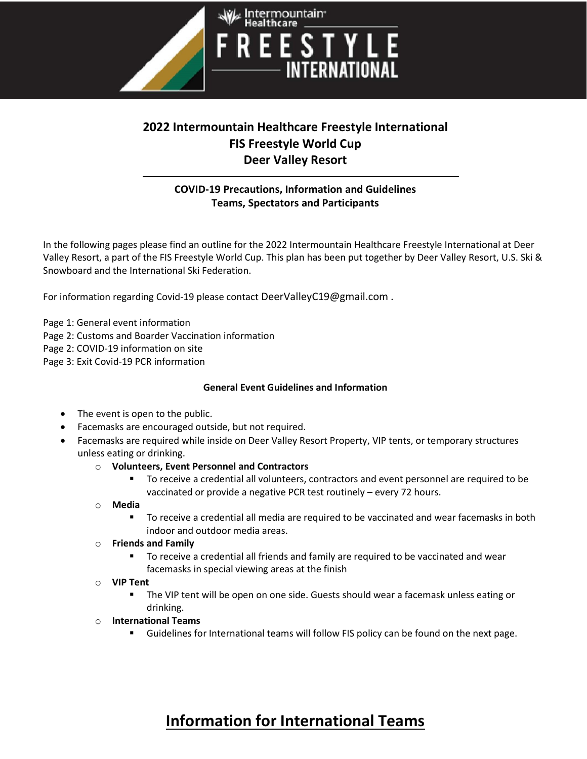# 2022 Intermountain Healthcare Freestyle International
# FIS Freestyle World Cup
# Deer Valley Resort

### COVID-19 Precautions, Information and Guidelines
### Teams, Spectators and Participants

In the following pages please find an outline for the 2022 Intermountain Healthcare Freestyle International at Deer Valley Resort, a part of the FIS Freestyle World Cup. This plan has been put together by Deer Valley Resort, U.S. Ski & Snowboard and the International Ski Federation.

For information regarding Covid-19 please contact DeerValleyC19@gmail.com .

Page 1: General event information
Page 2: Customs and Boarder Vaccination information
Page 2: COVID-19 information on site
Page 3: Exit Covid-19 PCR information

### General Event Guidelines and Information

- The event is open to the public.
- Facemasks are encouraged outside, but not required.
- Facemasks are required while inside on Deer Valley Resort Property, VIP tents, or temporary structures unless eating or drinking.
  - **Volunteers, Event Personnel and Contractors**
    - To receive a credential all volunteers, contractors and event personnel are required to be vaccinated or provide a negative PCR test routinely – every 72 hours.
  - **Media**
    - To receive a credential all media are required to be vaccinated and wear facemasks in both indoor and outdoor media areas.
  - **Friends and Family**
    - To receive a credential all friends and family are required to be vaccinated and wear facemasks in special viewing areas at the finish
  - **VIP Tent**
    - The VIP tent will be open on one side. Guests should wear a facemask unless eating or drinking.
  - **International Teams**
    - Guidelines for International teams will follow FIS policy can be found on the next page.

## Information for International Teams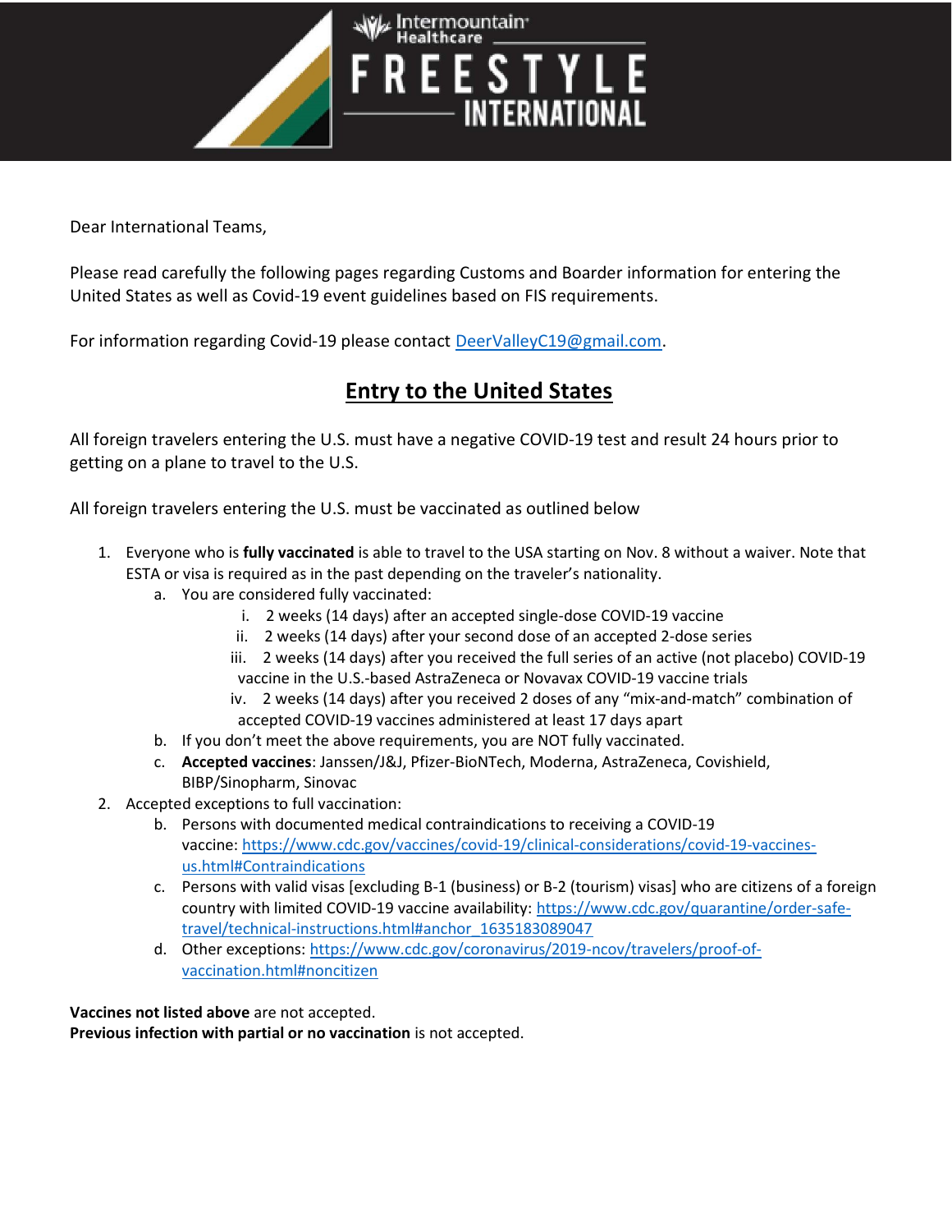Dear International Teams,

Please read carefully the following pages regarding Customs and Boarder information for entering the United States as well as Covid-19 event guidelines based on FIS requirements.

For information regarding Covid-19 please contact [DeerValleyC19@gmail.com](mailto:DeerValleyC19@gmail.com).

## Entry to the United States

All foreign travelers entering the U.S. must have a negative COVID-19 test and result 24 hours prior to getting on a plane to travel to the U.S.

All foreign travelers entering the U.S. must be vaccinated as outlined below

1. Everyone who is **fully vaccinated** is able to travel to the USA starting on Nov. 8 without a waiver. Note that ESTA or visa is required as in the past depending on the traveler's nationality.
   a. You are considered fully vaccinated:
      i. 2 weeks (14 days) after an accepted single-dose COVID-19 vaccine
      ii. 2 weeks (14 days) after your second dose of an accepted 2-dose series
      iii. 2 weeks (14 days) after you received the full series of an active (not placebo) COVID-19 vaccine in the U.S.-based AstraZeneca or Novavax COVID-19 vaccine trials
      iv. 2 weeks (14 days) after you received 2 doses of any "mix-and-match" combination of accepted COVID-19 vaccines administered at least 17 days apart
   b. If you don't meet the above requirements, you are NOT fully vaccinated.
   c. **Accepted vaccines**: Janssen/J&J, Pfizer-BioNTech, Moderna, AstraZeneca, Covishield, BIBP/Sinopharm, Sinovac
2. Accepted exceptions to full vaccination:
   b. Persons with documented medical contraindications to receiving a COVID-19 vaccine: [https://www.cdc.gov/vaccines/covid-19/clinical-considerations/covid-19-vaccines-us.html#Contraindications](https://www.cdc.gov/vaccines/covid-19/clinical-considerations/covid-19-vaccines-us.html#Contraindications)
   c. Persons with valid visas [excluding B-1 (business) or B-2 (tourism) visas] who are citizens of a foreign country with limited COVID-19 vaccine availability: [https://www.cdc.gov/quarantine/order-safe-travel/technical-instructions.html#anchor_1635183089047](https://www.cdc.gov/quarantine/order-safe-travel/technical-instructions.html#anchor_1635183089047)
   d. Other exceptions: [https://www.cdc.gov/coronavirus/2019-ncov/travelers/proof-of-vaccination.html#noncitizen](https://www.cdc.gov/coronavirus/2019-ncov/travelers/proof-of-vaccination.html#noncitizen)

**Vaccines not listed above** are not accepted.
**Previous infection with partial or no vaccination** is not accepted.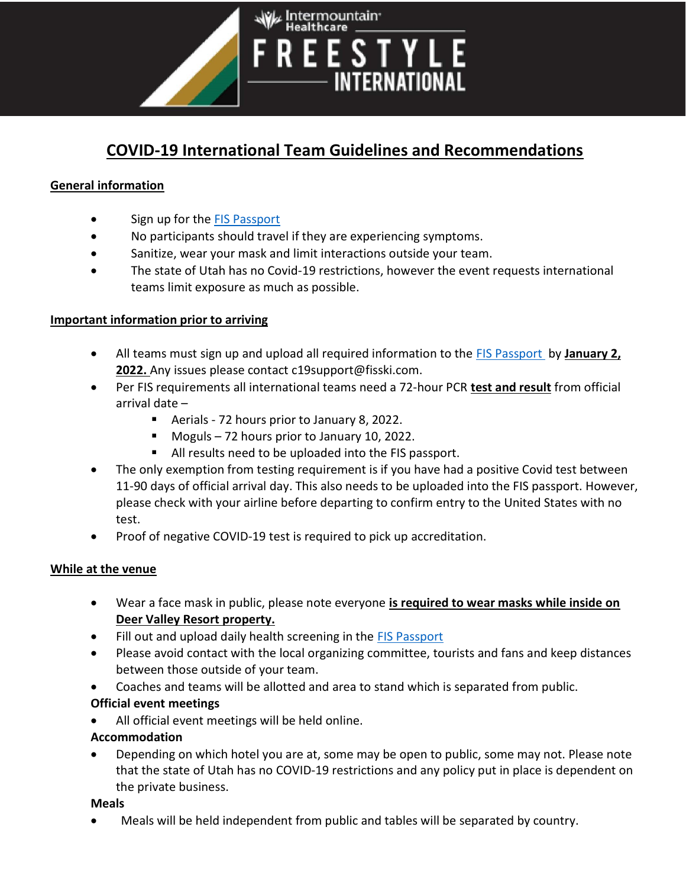# COVID-19 International Team Guidelines and Recommendations

## General information

- Sign up for the [FIS Passport]
- No participants should travel if they are experiencing symptoms.
- Sanitize, wear your mask and limit interactions outside your team.
- The state of Utah has no Covid-19 restrictions, however the event requests international teams limit exposure as much as possible.

## Important information prior to arriving

- All teams must sign up and upload all required information to the [FIS Passport] by **January 2, 2022.** Any issues please contact c19support@fisski.com.
- Per FIS requirements all international teams need a 72-hour PCR **test and result** from official arrival date –
  - Aerials - 72 hours prior to January 8, 2022.
  - Moguls – 72 hours prior to January 10, 2022.
  - All results need to be uploaded into the FIS passport.
- The only exemption from testing requirement is if you have had a positive Covid test between 11-90 days of official arrival day. This also needs to be uploaded into the FIS passport. However, please check with your airline before departing to confirm entry to the United States with no test.
- Proof of negative COVID-19 test is required to pick up accreditation.

## While at the venue

- Wear a face mask in public, please note everyone **is required to wear masks while inside on Deer Valley Resort property.**
- Fill out and upload daily health screening in the [FIS Passport]
- Please avoid contact with the local organizing committee, tourists and fans and keep distances between those outside of your team.
- Coaches and teams will be allotted and area to stand which is separated from public.

**Official event meetings**

- All official event meetings will be held online.

**Accommodation**

- Depending on which hotel you are at, some may be open to public, some may not. Please note that the state of Utah has no COVID-19 restrictions and any policy put in place is dependent on the private business.

**Meals**

- Meals will be held independent from public and tables will be separated by country.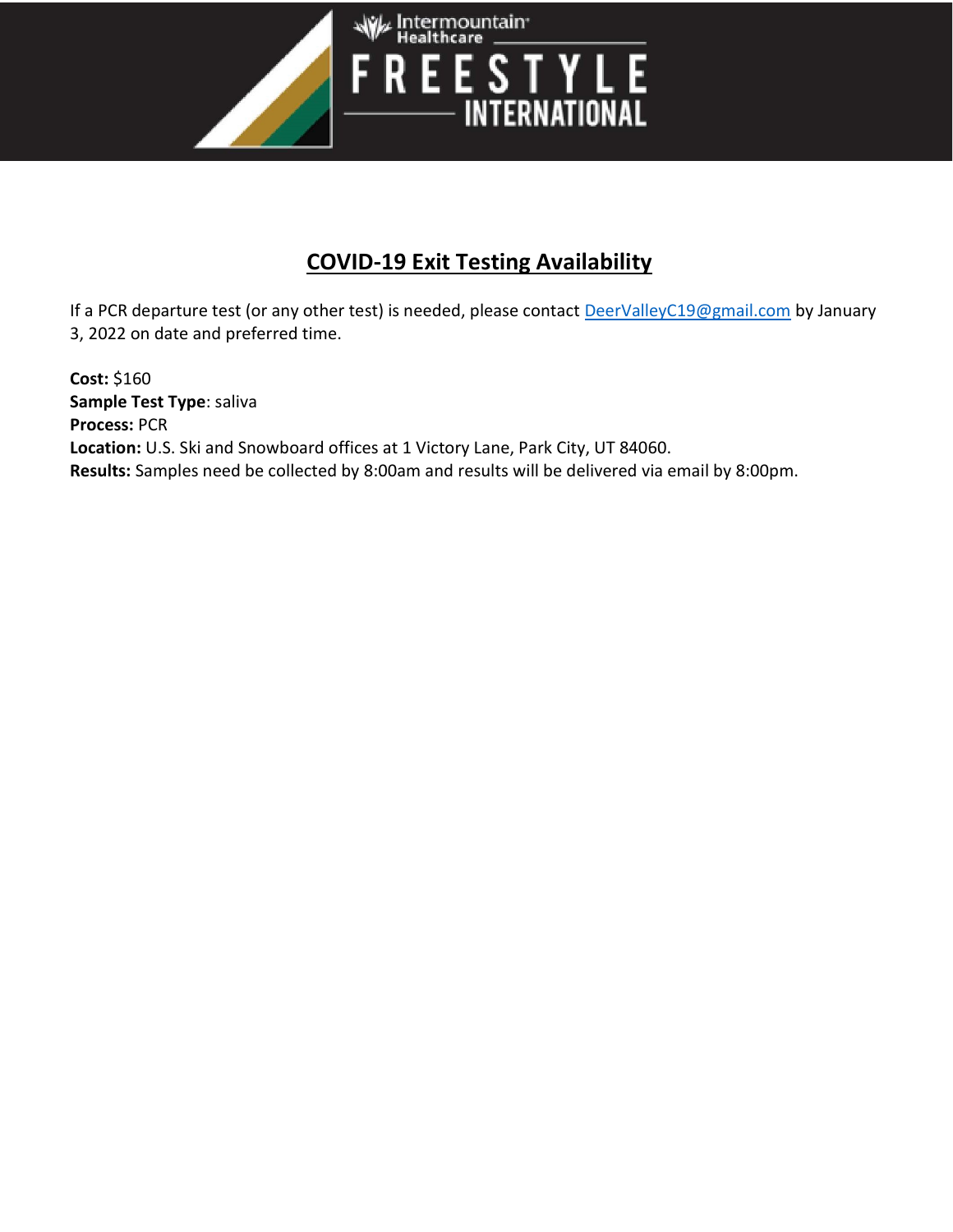# COVID-19 Exit Testing Availability

If a PCR departure test (or any other test) is needed, please contact DeerValleyC19@gmail.com by January 3, 2022 on date and preferred time.

**Cost:** $160
**Sample Test Type**: saliva
**Process:** PCR
**Location:** U.S. Ski and Snowboard offices at 1 Victory Lane, Park City, UT 84060.
**Results:** Samples need be collected by 8:00am and results will be delivered via email by 8:00pm.